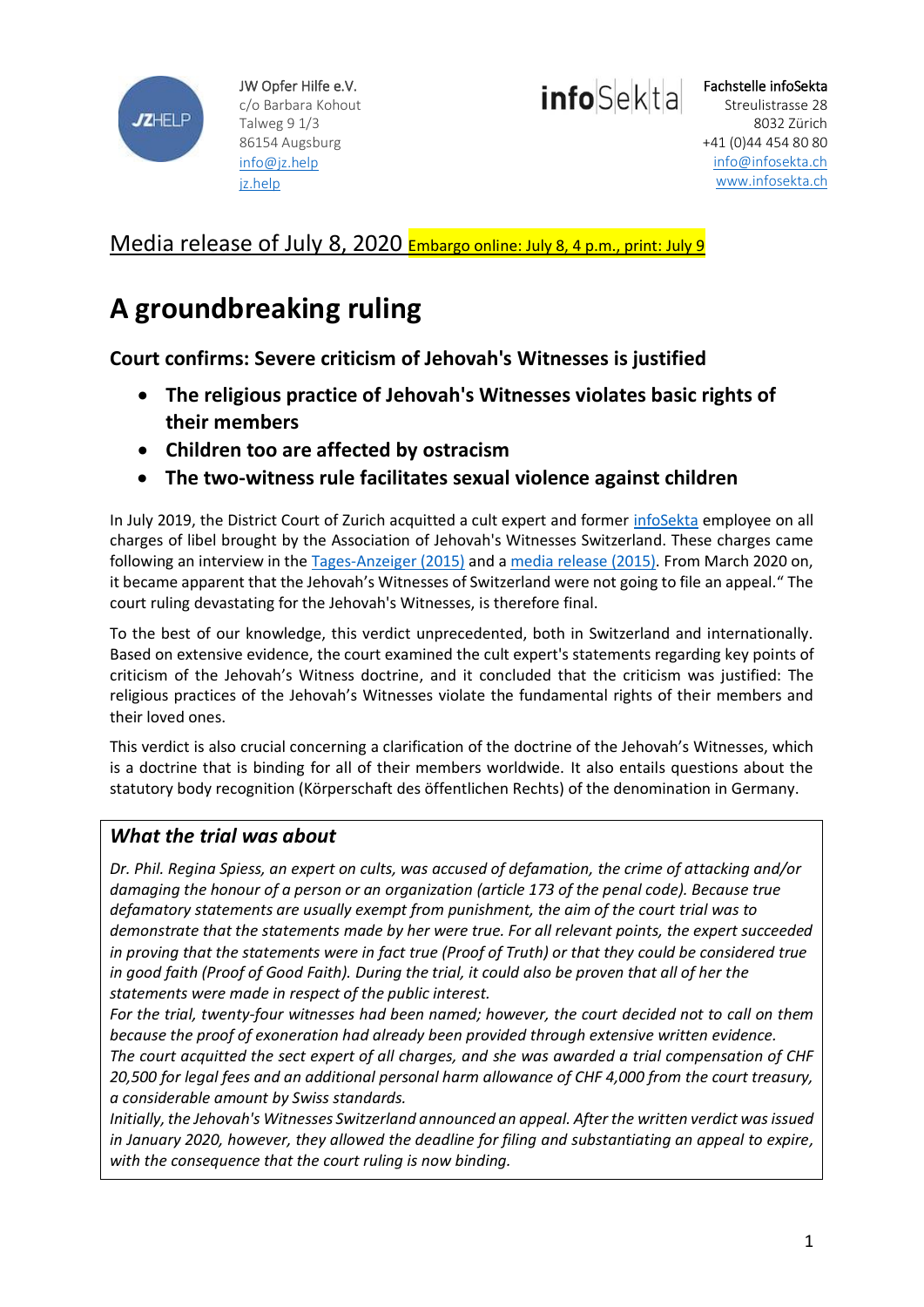JW Opfer Hilfe e.V.
c/o Barbara Kohout
Talweg 9 1/3
86154 Augsburg
info@jz.help
jz.help

infoSekta

Fachstelle infoSekta
Streulistrasse 28
8032 Zürich
+41 (0)44 454 80 80
info@infosekta.ch
www.infosekta.ch

Media release of July 8, 2020 Embargo online: July 8, 4 p.m., print: July 9

# A groundbreaking ruling

### Court confirms: Severe criticism of Jehovah's Witnesses is justified

- **The religious practice of Jehovah's Witnesses violates basic rights of their members**
- **Children too are affected by ostracism**
- **The two-witness rule facilitates sexual violence against children**

In July 2019, the District Court of Zurich acquitted a cult expert and former infoSekta employee on all charges of libel brought by the Association of Jehovah's Witnesses Switzerland. These charges came following an interview in the Tages-Anzeiger (2015) and a media release (2015). From March 2020 on, it became apparent that the Jehovah's Witnesses of Switzerland were not going to file an appeal." The court ruling devastating for the Jehovah's Witnesses, is therefore final.

To the best of our knowledge, this verdict unprecedented, both in Switzerland and internationally. Based on extensive evidence, the court examined the cult expert's statements regarding key points of criticism of the Jehovah's Witness doctrine, and it concluded that the criticism was justified: The religious practices of the Jehovah's Witnesses violate the fundamental rights of their members and their loved ones.

This verdict is also crucial concerning a clarification of the doctrine of the Jehovah's Witnesses, which is a doctrine that is binding for all of their members worldwide. It also entails questions about the statutory body recognition (Körperschaft des öffentlichen Rechts) of the denomination in Germany.

### *What the trial was about*

*Dr. Phil. Regina Spiess, an expert on cults, was accused of defamation, the crime of attacking and/or damaging the honour of a person or an organization (article 173 of the penal code). Because true defamatory statements are usually exempt from punishment, the aim of the court trial was to demonstrate that the statements made by her were true. For all relevant points, the expert succeeded in proving that the statements were in fact true (Proof of Truth) or that they could be considered true in good faith (Proof of Good Faith). During the trial, it could also be proven that all of her the statements were made in respect of the public interest.*

*For the trial, twenty-four witnesses had been named; however, the court decided not to call on them because the proof of exoneration had already been provided through extensive written evidence.*

*The court acquitted the sect expert of all charges, and she was awarded a trial compensation of CHF 20,500 for legal fees and an additional personal harm allowance of CHF 4,000 from the court treasury, a considerable amount by Swiss standards.*

*Initially, the Jehovah's Witnesses Switzerland announced an appeal. After the written verdict was issued in January 2020, however, they allowed the deadline for filing and substantiating an appeal to expire, with the consequence that the court ruling is now binding.*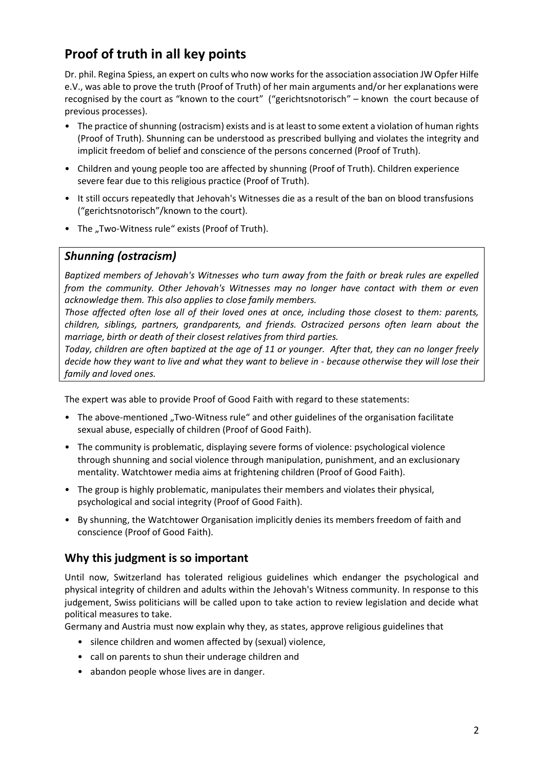## Proof of truth in all key points

Dr. phil. Regina Spiess, an expert on cults who now works for the association association JW Opfer Hilfe e.V., was able to prove the truth (Proof of Truth) of her main arguments and/or her explanations were recognised by the court as "known to the court" ("gerichtsnotorisch" – known the court because of previous processes).

- The practice of shunning (ostracism) exists and is at least to some extent a violation of human rights (Proof of Truth). Shunning can be understood as prescribed bullying and violates the integrity and implicit freedom of belief and conscience of the persons concerned (Proof of Truth).
- Children and young people too are affected by shunning (Proof of Truth). Children experience severe fear due to this religious practice (Proof of Truth).
- It still occurs repeatedly that Jehovah's Witnesses die as a result of the ban on blood transfusions ("gerichtsnotorisch"/known to the court).
- The „Two-Witness rule" exists (Proof of Truth).

### *Shunning (ostracism)*

*Baptized members of Jehovah's Witnesses who turn away from the faith or break rules are expelled from the community. Other Jehovah's Witnesses may no longer have contact with them or even acknowledge them. This also applies to close family members.*

*Those affected often lose all of their loved ones at once, including those closest to them: parents, children, siblings, partners, grandparents, and friends. Ostracized persons often learn about the marriage, birth or death of their closest relatives from third parties.*

*Today, children are often baptized at the age of 11 or younger. After that, they can no longer freely decide how they want to live and what they want to believe in - because otherwise they will lose their family and loved ones.*

The expert was able to provide Proof of Good Faith with regard to these statements:

- The above-mentioned „Two-Witness rule" and other guidelines of the organisation facilitate sexual abuse, especially of children (Proof of Good Faith).
- The community is problematic, displaying severe forms of violence: psychological violence through shunning and social violence through manipulation, punishment, and an exclusionary mentality. Watchtower media aims at frightening children (Proof of Good Faith).
- The group is highly problematic, manipulates their members and violates their physical, psychological and social integrity (Proof of Good Faith).
- By shunning, the Watchtower Organisation implicitly denies its members freedom of faith and conscience (Proof of Good Faith).

## Why this judgment is so important

Until now, Switzerland has tolerated religious guidelines which endanger the psychological and physical integrity of children and adults within the Jehovah's Witness community. In response to this judgement, Swiss politicians will be called upon to take action to review legislation and decide what political measures to take.

Germany and Austria must now explain why they, as states, approve religious guidelines that

- silence children and women affected by (sexual) violence,
- call on parents to shun their underage children and
- abandon people whose lives are in danger.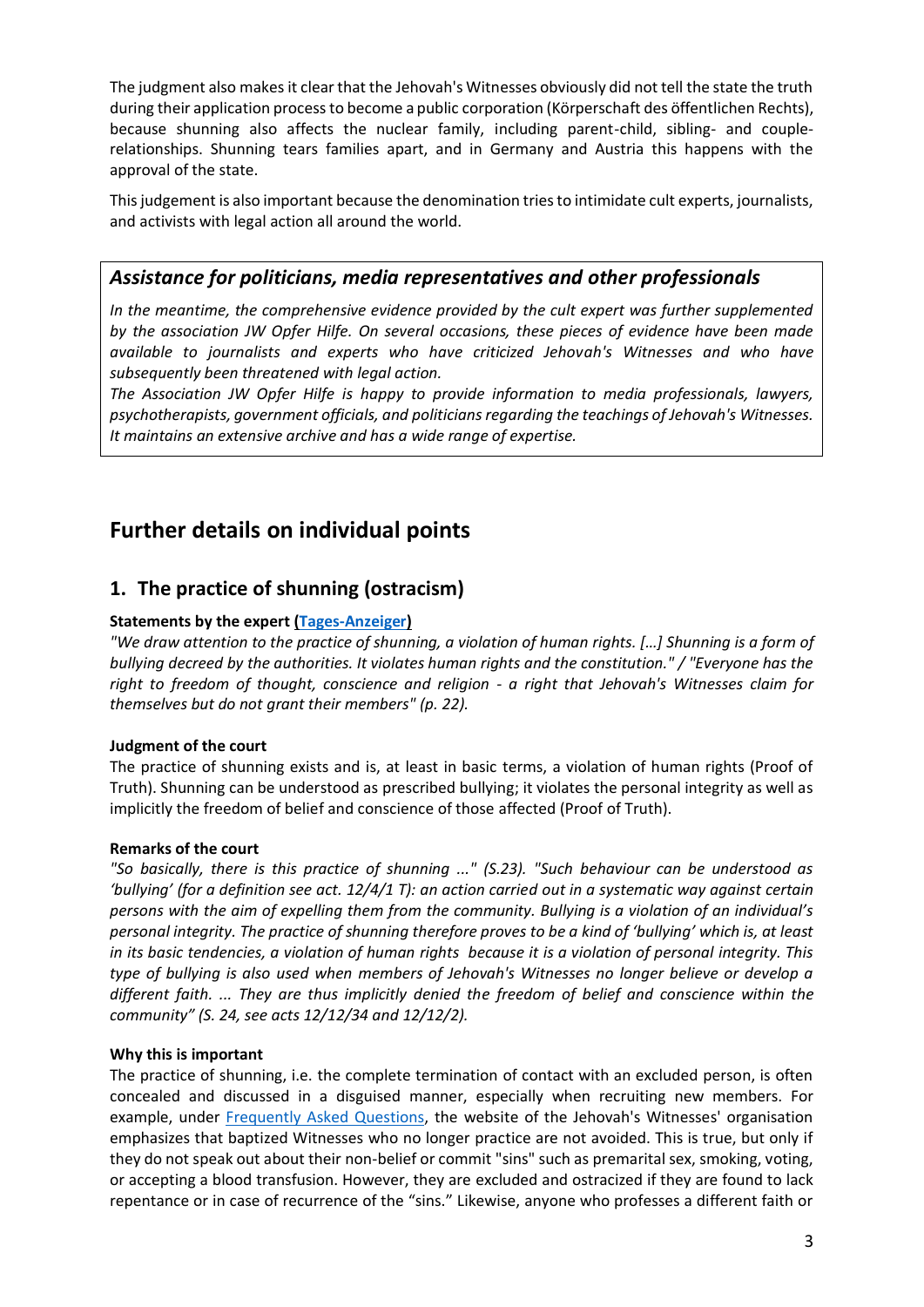The judgment also makes it clear that the Jehovah's Witnesses obviously did not tell the state the truth during their application process to become a public corporation (Körperschaft des öffentlichen Rechts), because shunning also affects the nuclear family, including parent-child, sibling- and couple-relationships. Shunning tears families apart, and in Germany and Austria this happens with the approval of the state.

This judgement is also important because the denomination tries to intimidate cult experts, journalists, and activists with legal action all around the world.

> ### *Assistance for politicians, media representatives and other professionals*
>
> *In the meantime, the comprehensive evidence provided by the cult expert was further supplemented by the association JW Opfer Hilfe. On several occasions, these pieces of evidence have been made available to journalists and experts who have criticized Jehovah's Witnesses and who have subsequently been threatened with legal action.*
> *The Association JW Opfer Hilfe is happy to provide information to media professionals, lawyers, psychotherapists, government officials, and politicians regarding the teachings of Jehovah's Witnesses. It maintains an extensive archive and has a wide range of expertise.*

## Further details on individual points

### 1. The practice of shunning (ostracism)

**Statements by the expert (Tages-Anzeiger)**
*"We draw attention to the practice of shunning, a violation of human rights. […] Shunning is a form of bullying decreed by the authorities. It violates human rights and the constitution." / "Everyone has the right to freedom of thought, conscience and religion - a right that Jehovah's Witnesses claim for themselves but do not grant their members" (p. 22).*

**Judgment of the court**
The practice of shunning exists and is, at least in basic terms, a violation of human rights (Proof of Truth). Shunning can be understood as prescribed bullying; it violates the personal integrity as well as implicitly the freedom of belief and conscience of those affected (Proof of Truth).

**Remarks of the court**
*"So basically, there is this practice of shunning ..." (S.23). "Such behaviour can be understood as 'bullying' (for a definition see act. 12/4/1 T): an action carried out in a systematic way against certain persons with the aim of expelling them from the community. Bullying is a violation of an individual's personal integrity. The practice of shunning therefore proves to be a kind of 'bullying' which is, at least in its basic tendencies, a violation of human rights because it is a violation of personal integrity. This type of bullying is also used when members of Jehovah's Witnesses no longer believe or develop a different faith. ... They are thus implicitly denied the freedom of belief and conscience within the community" (S. 24, see acts 12/12/34 and 12/12/2).*

**Why this is important**
The practice of shunning, i.e. the complete termination of contact with an excluded person, is often concealed and discussed in a disguised manner, especially when recruiting new members. For example, under Frequently Asked Questions, the website of the Jehovah's Witnesses' organisation emphasizes that baptized Witnesses who no longer practice are not avoided. This is true, but only if they do not speak out about their non-belief or commit "sins" such as premarital sex, smoking, voting, or accepting a blood transfusion. However, they are excluded and ostracized if they are found to lack repentance or in case of recurrence of the "sins." Likewise, anyone who professes a different faith or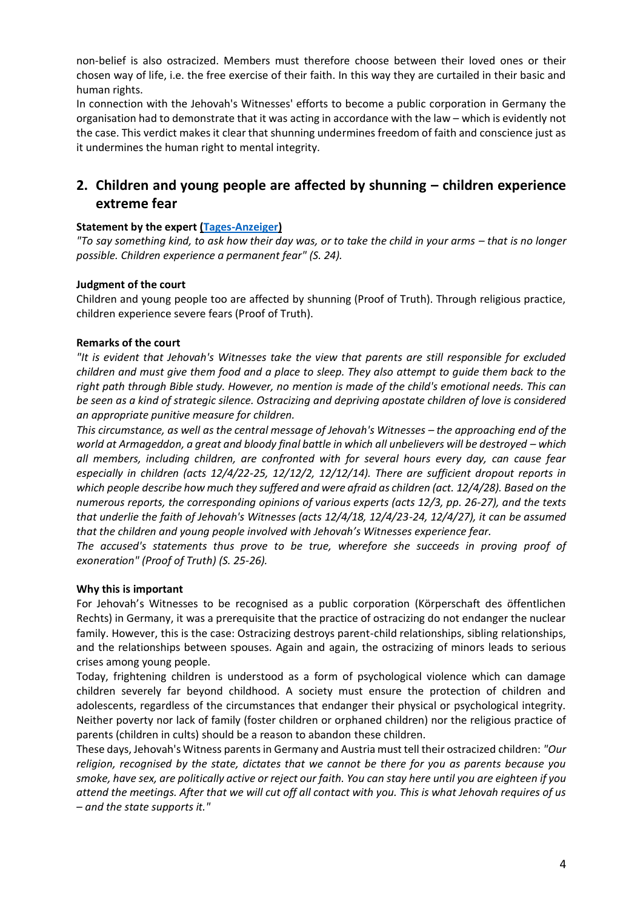non-belief is also ostracized. Members must therefore choose between their loved ones or their chosen way of life, i.e. the free exercise of their faith. In this way they are curtailed in their basic and human rights.
In connection with the Jehovah's Witnesses' efforts to become a public corporation in Germany the organisation had to demonstrate that it was acting in accordance with the law – which is evidently not the case. This verdict makes it clear that shunning undermines freedom of faith and conscience just as it undermines the human right to mental integrity.

## 2. Children and young people are affected by shunning – children experience extreme fear

**Statement by the expert (Tages-Anzeiger)**
*"To say something kind, to ask how their day was, or to take the child in your arms – that is no longer possible. Children experience a permanent fear" (S. 24).*

**Judgment of the court**
Children and young people too are affected by shunning (Proof of Truth). Through religious practice, children experience severe fears (Proof of Truth).

**Remarks of the court**
*"It is evident that Jehovah's Witnesses take the view that parents are still responsible for excluded children and must give them food and a place to sleep. They also attempt to guide them back to the right path through Bible study. However, no mention is made of the child's emotional needs. This can be seen as a kind of strategic silence. Ostracizing and depriving apostate children of love is considered an appropriate punitive measure for children.*
*This circumstance, as well as the central message of Jehovah's Witnesses – the approaching end of the world at Armageddon, a great and bloody final battle in which all unbelievers will be destroyed – which all members, including children, are confronted with for several hours every day, can cause fear especially in children (acts 12/4/22-25, 12/12/2, 12/12/14). There are sufficient dropout reports in which people describe how much they suffered and were afraid as children (act. 12/4/28). Based on the numerous reports, the corresponding opinions of various experts (acts 12/3, pp. 26-27), and the texts that underlie the faith of Jehovah's Witnesses (acts 12/4/18, 12/4/23-24, 12/4/27), it can be assumed that the children and young people involved with Jehovah's Witnesses experience fear.*
*The accused's statements thus prove to be true, wherefore she succeeds in proving proof of exoneration" (Proof of Truth) (S. 25-26).*

**Why this is important**
For Jehovah's Witnesses to be recognised as a public corporation (Körperschaft des öffentlichen Rechts) in Germany, it was a prerequisite that the practice of ostracizing do not endanger the nuclear family. However, this is the case: Ostracizing destroys parent-child relationships, sibling relationships, and the relationships between spouses. Again and again, the ostracizing of minors leads to serious crises among young people.
Today, frightening children is understood as a form of psychological violence which can damage children severely far beyond childhood. A society must ensure the protection of children and adolescents, regardless of the circumstances that endanger their physical or psychological integrity. Neither poverty nor lack of family (foster children or orphaned children) nor the religious practice of parents (children in cults) should be a reason to abandon these children.
These days, Jehovah's Witness parents in Germany and Austria must tell their ostracized children: *"Our religion, recognised by the state, dictates that we cannot be there for you as parents because you smoke, have sex, are politically active or reject our faith. You can stay here until you are eighteen if you attend the meetings. After that we will cut off all contact with you. This is what Jehovah requires of us – and the state supports it."*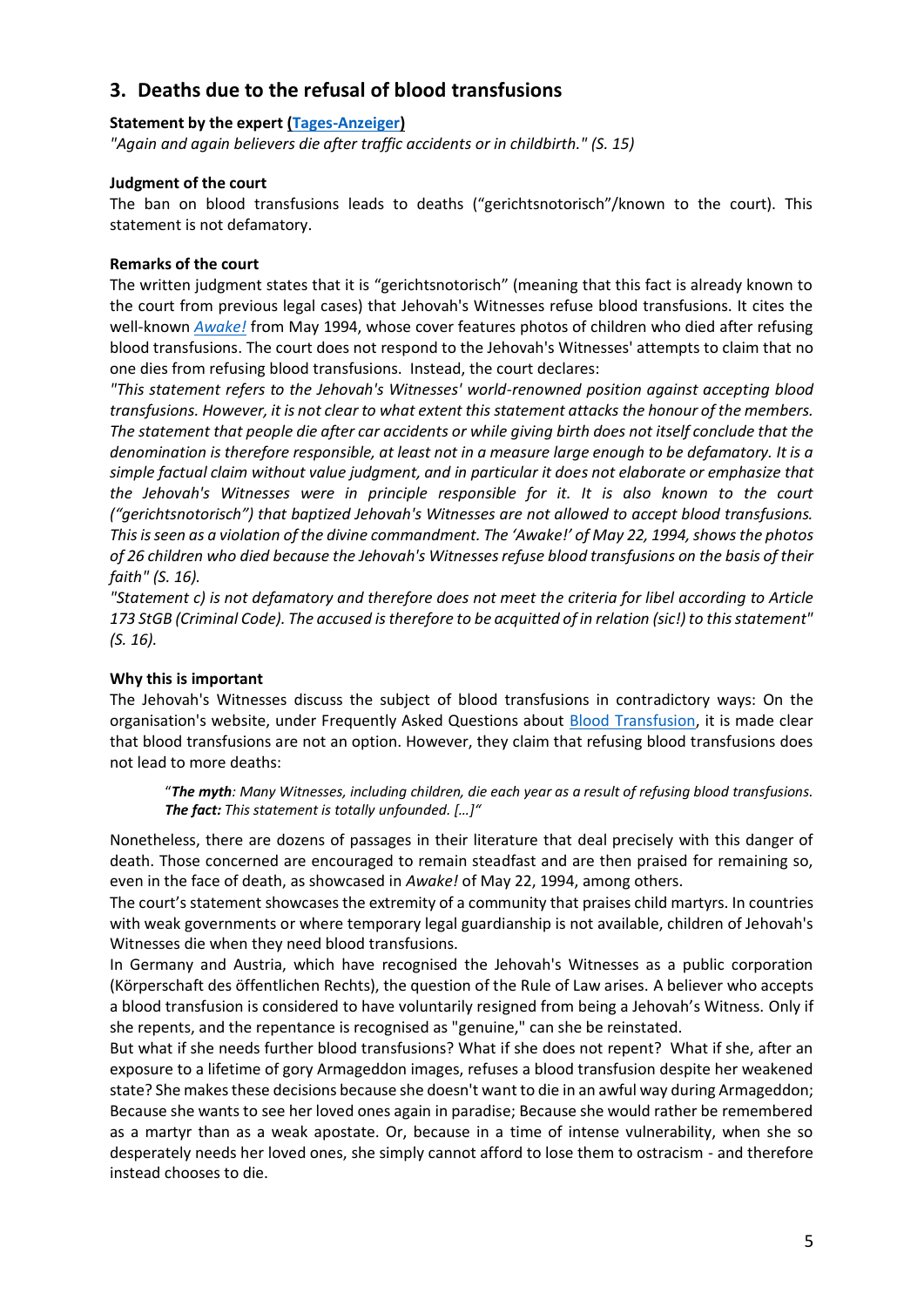## 3. Deaths due to the refusal of blood transfusions

**Statement by the expert (Tages-Anzeiger)**

*"Again and again believers die after traffic accidents or in childbirth." (S. 15)*

**Judgment of the court**

The ban on blood transfusions leads to deaths ("gerichtsnotorisch"/known to the court). This statement is not defamatory.

**Remarks of the court**

The written judgment states that it is "gerichtsnotorisch" (meaning that this fact is already known to the court from previous legal cases) that Jehovah's Witnesses refuse blood transfusions. It cites the well-known *Awake!* from May 1994, whose cover features photos of children who died after refusing blood transfusions. The court does not respond to the Jehovah's Witnesses' attempts to claim that no one dies from refusing blood transfusions. Instead, the court declares:

*"This statement refers to the Jehovah's Witnesses' world-renowned position against accepting blood transfusions. However, it is not clear to what extent this statement attacks the honour of the members. The statement that people die after car accidents or while giving birth does not itself conclude that the denomination is therefore responsible, at least not in a measure large enough to be defamatory. It is a simple factual claim without value judgment, and in particular it does not elaborate or emphasize that the Jehovah's Witnesses were in principle responsible for it. It is also known to the court ("gerichtsnotorisch") that baptized Jehovah's Witnesses are not allowed to accept blood transfusions. This is seen as a violation of the divine commandment. The 'Awake!' of May 22, 1994, shows the photos of 26 children who died because the Jehovah's Witnesses refuse blood transfusions on the basis of their faith" (S. 16).*

*"Statement c) is not defamatory and therefore does not meet the criteria for libel according to Article 173 StGB (Criminal Code). The accused is therefore to be acquitted of in relation (sic!) to this statement" (S. 16).*

**Why this is important**

The Jehovah's Witnesses discuss the subject of blood transfusions in contradictory ways: On the organisation's website, under Frequently Asked Questions about Blood Transfusion, it is made clear that blood transfusions are not an option. However, they claim that refusing blood transfusions does not lead to more deaths:

> "***The myth***: *Many Witnesses, including children, die each year as a result of refusing blood transfusions.* ***The fact:*** *This statement is totally unfounded. […]"*

Nonetheless, there are dozens of passages in their literature that deal precisely with this danger of death. Those concerned are encouraged to remain steadfast and are then praised for remaining so, even in the face of death, as showcased in *Awake!* of May 22, 1994, among others.

The court's statement showcases the extremity of a community that praises child martyrs. In countries with weak governments or where temporary legal guardianship is not available, children of Jehovah's Witnesses die when they need blood transfusions.

In Germany and Austria, which have recognised the Jehovah's Witnesses as a public corporation (Körperschaft des öffentlichen Rechts), the question of the Rule of Law arises. A believer who accepts a blood transfusion is considered to have voluntarily resigned from being a Jehovah's Witness. Only if she repents, and the repentance is recognised as "genuine," can she be reinstated.

But what if she needs further blood transfusions? What if she does not repent? What if she, after an exposure to a lifetime of gory Armageddon images, refuses a blood transfusion despite her weakened state? She makes these decisions because she doesn't want to die in an awful way during Armageddon; Because she wants to see her loved ones again in paradise; Because she would rather be remembered as a martyr than as a weak apostate. Or, because in a time of intense vulnerability, when she so desperately needs her loved ones, she simply cannot afford to lose them to ostracism - and therefore instead chooses to die.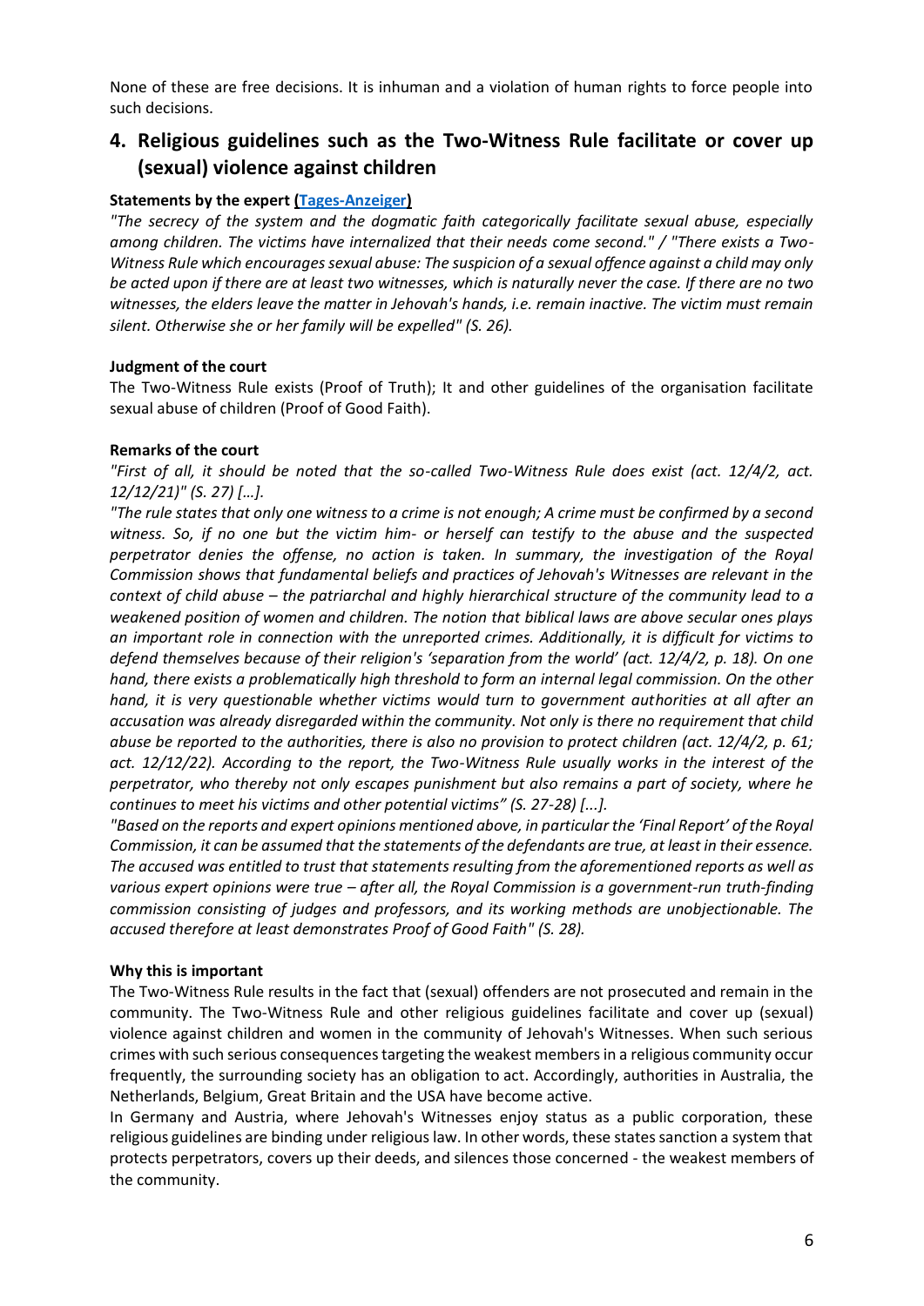None of these are free decisions. It is inhuman and a violation of human rights to force people into such decisions.

## 4. Religious guidelines such as the Two-Witness Rule facilitate or cover up (sexual) violence against children

**Statements by the expert (Tages-Anzeiger)**

*"The secrecy of the system and the dogmatic faith categorically facilitate sexual abuse, especially among children. The victims have internalized that their needs come second." / "There exists a Two-Witness Rule which encourages sexual abuse: The suspicion of a sexual offence against a child may only be acted upon if there are at least two witnesses, which is naturally never the case. If there are no two witnesses, the elders leave the matter in Jehovah's hands, i.e. remain inactive. The victim must remain silent. Otherwise she or her family will be expelled" (S. 26).*

**Judgment of the court**

The Two-Witness Rule exists (Proof of Truth); It and other guidelines of the organisation facilitate sexual abuse of children (Proof of Good Faith).

**Remarks of the court**

*"First of all, it should be noted that the so-called Two-Witness Rule does exist (act. 12/4/2, act. 12/12/21)" (S. 27) […].*

*"The rule states that only one witness to a crime is not enough; A crime must be confirmed by a second witness. So, if no one but the victim him- or herself can testify to the abuse and the suspected perpetrator denies the offense, no action is taken. In summary, the investigation of the Royal Commission shows that fundamental beliefs and practices of Jehovah's Witnesses are relevant in the context of child abuse – the patriarchal and highly hierarchical structure of the community lead to a weakened position of women and children. The notion that biblical laws are above secular ones plays an important role in connection with the unreported crimes. Additionally, it is difficult for victims to defend themselves because of their religion's 'separation from the world' (act. 12/4/2, p. 18). On one hand, there exists a problematically high threshold to form an internal legal commission. On the other hand, it is very questionable whether victims would turn to government authorities at all after an accusation was already disregarded within the community. Not only is there no requirement that child abuse be reported to the authorities, there is also no provision to protect children (act. 12/4/2, p. 61; act. 12/12/22). According to the report, the Two-Witness Rule usually works in the interest of the perpetrator, who thereby not only escapes punishment but also remains a part of society, where he continues to meet his victims and other potential victims" (S. 27-28) [...].*

*"Based on the reports and expert opinions mentioned above, in particular the 'Final Report' of the Royal Commission, it can be assumed that the statements of the defendants are true, at least in their essence. The accused was entitled to trust that statements resulting from the aforementioned reports as well as various expert opinions were true – after all, the Royal Commission is a government-run truth-finding commission consisting of judges and professors, and its working methods are unobjectionable. The accused therefore at least demonstrates Proof of Good Faith" (S. 28).*

**Why this is important**

The Two-Witness Rule results in the fact that (sexual) offenders are not prosecuted and remain in the community. The Two-Witness Rule and other religious guidelines facilitate and cover up (sexual) violence against children and women in the community of Jehovah's Witnesses. When such serious crimes with such serious consequences targeting the weakest members in a religious community occur frequently, the surrounding society has an obligation to act. Accordingly, authorities in Australia, the Netherlands, Belgium, Great Britain and the USA have become active.

In Germany and Austria, where Jehovah's Witnesses enjoy status as a public corporation, these religious guidelines are binding under religious law. In other words, these states sanction a system that protects perpetrators, covers up their deeds, and silences those concerned - the weakest members of the community.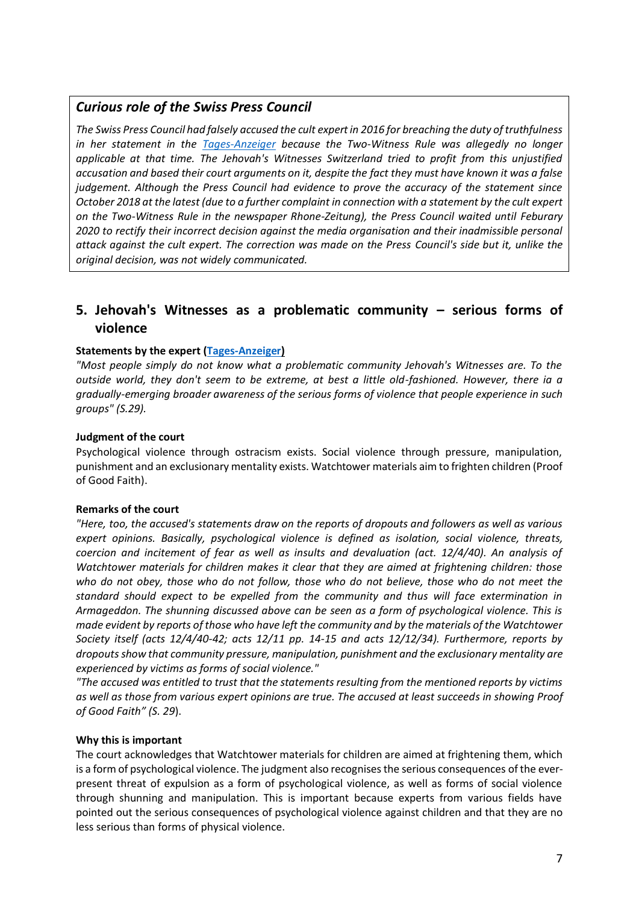### *Curious role of the Swiss Press Council*

*The Swiss Press Council had falsely accused the cult expert in 2016 for breaching the duty of truthfulness in her statement in the Tages-Anzeiger because the Two-Witness Rule was allegedly no longer applicable at that time. The Jehovah's Witnesses Switzerland tried to profit from this unjustified accusation and based their court arguments on it, despite the fact they must have known it was a false judgement. Although the Press Council had evidence to prove the accuracy of the statement since October 2018 at the latest (due to a further complaint in connection with a statement by the cult expert on the Two-Witness Rule in the newspaper Rhone-Zeitung), the Press Council waited until Feburary 2020 to rectify their incorrect decision against the media organisation and their inadmissible personal attack against the cult expert. The correction was made on the Press Council's side but it, unlike the original decision, was not widely communicated.*

## 5. Jehovah's Witnesses as a problematic community – serious forms of violence

**Statements by the expert (Tages-Anzeiger)**

*"Most people simply do not know what a problematic community Jehovah's Witnesses are. To the outside world, they don't seem to be extreme, at best a little old-fashioned. However, there ia a gradually-emerging broader awareness of the serious forms of violence that people experience in such groups" (S.29).*

**Judgment of the court**

Psychological violence through ostracism exists. Social violence through pressure, manipulation, punishment and an exclusionary mentality exists. Watchtower materials aim to frighten children (Proof of Good Faith).

**Remarks of the court**

*"Here, too, the accused's statements draw on the reports of dropouts and followers as well as various expert opinions. Basically, psychological violence is defined as isolation, social violence, threats, coercion and incitement of fear as well as insults and devaluation (act. 12/4/40). An analysis of Watchtower materials for children makes it clear that they are aimed at frightening children: those who do not obey, those who do not follow, those who do not believe, those who do not meet the standard should expect to be expelled from the community and thus will face extermination in Armageddon. The shunning discussed above can be seen as a form of psychological violence. This is made evident by reports of those who have left the community and by the materials of the Watchtower Society itself (acts 12/4/40-42; acts 12/11 pp. 14-15 and acts 12/12/34). Furthermore, reports by dropouts show that community pressure, manipulation, punishment and the exclusionary mentality are experienced by victims as forms of social violence."*

*"The accused was entitled to trust that the statements resulting from the mentioned reports by victims as well as those from various expert opinions are true. The accused at least succeeds in showing Proof of Good Faith" (S. 29*).

**Why this is important**

The court acknowledges that Watchtower materials for children are aimed at frightening them, which is a form of psychological violence. The judgment also recognises the serious consequences of the ever-present threat of expulsion as a form of psychological violence, as well as forms of social violence through shunning and manipulation. This is important because experts from various fields have pointed out the serious consequences of psychological violence against children and that they are no less serious than forms of physical violence.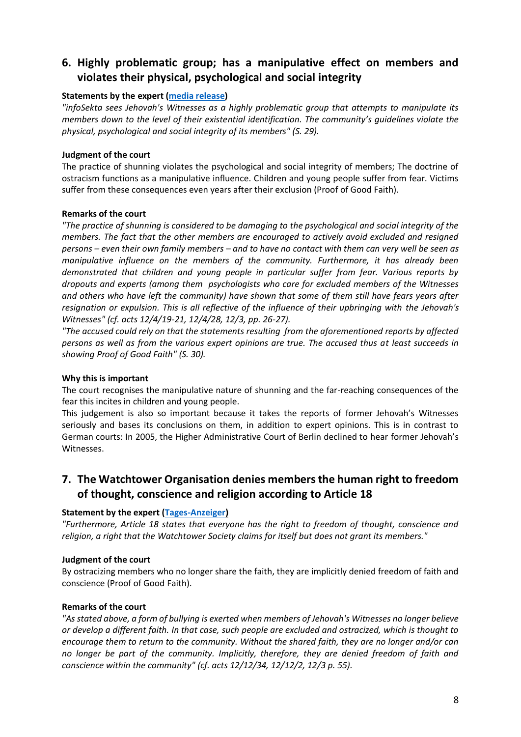## 6. Highly problematic group; has a manipulative effect on members and violates their physical, psychological and social integrity

**Statements by the expert (media release)**

*"infoSekta sees Jehovah's Witnesses as a highly problematic group that attempts to manipulate its members down to the level of their existential identification. The community's guidelines violate the physical, psychological and social integrity of its members" (S. 29).*

**Judgment of the court**

The practice of shunning violates the psychological and social integrity of members; The doctrine of ostracism functions as a manipulative influence. Children and young people suffer from fear. Victims suffer from these consequences even years after their exclusion (Proof of Good Faith).

**Remarks of the court**

*"The practice of shunning is considered to be damaging to the psychological and social integrity of the members. The fact that the other members are encouraged to actively avoid excluded and resigned persons – even their own family members – and to have no contact with them can very well be seen as manipulative influence on the members of the community. Furthermore, it has already been demonstrated that children and young people in particular suffer from fear. Various reports by dropouts and experts (among them psychologists who care for excluded members of the Witnesses and others who have left the community) have shown that some of them still have fears years after resignation or expulsion. This is all reflective of the influence of their upbringing with the Jehovah's Witnesses" (cf. acts 12/4/19-21, 12/4/28, 12/3, pp. 26-27).*

*"The accused could rely on that the statements resulting from the aforementioned reports by affected persons as well as from the various expert opinions are true. The accused thus at least succeeds in showing Proof of Good Faith" (S. 30).*

**Why this is important**

The court recognises the manipulative nature of shunning and the far-reaching consequences of the fear this incites in children and young people.

This judgement is also so important because it takes the reports of former Jehovah's Witnesses seriously and bases its conclusions on them, in addition to expert opinions. This is in contrast to German courts: In 2005, the Higher Administrative Court of Berlin declined to hear former Jehovah's Witnesses.

## 7. The Watchtower Organisation denies members the human right to freedom of thought, conscience and religion according to Article 18

**Statement by the expert (Tages-Anzeiger)**

*"Furthermore, Article 18 states that everyone has the right to freedom of thought, conscience and religion, a right that the Watchtower Society claims for itself but does not grant its members."*

**Judgment of the court**

By ostracizing members who no longer share the faith, they are implicitly denied freedom of faith and conscience (Proof of Good Faith).

**Remarks of the court**

*"As stated above, a form of bullying is exerted when members of Jehovah's Witnesses no longer believe or develop a different faith. In that case, such people are excluded and ostracized, which is thought to encourage them to return to the community. Without the shared faith, they are no longer and/or can no longer be part of the community. Implicitly, therefore, they are denied freedom of faith and conscience within the community" (cf. acts 12/12/34, 12/12/2, 12/3 p. 55).*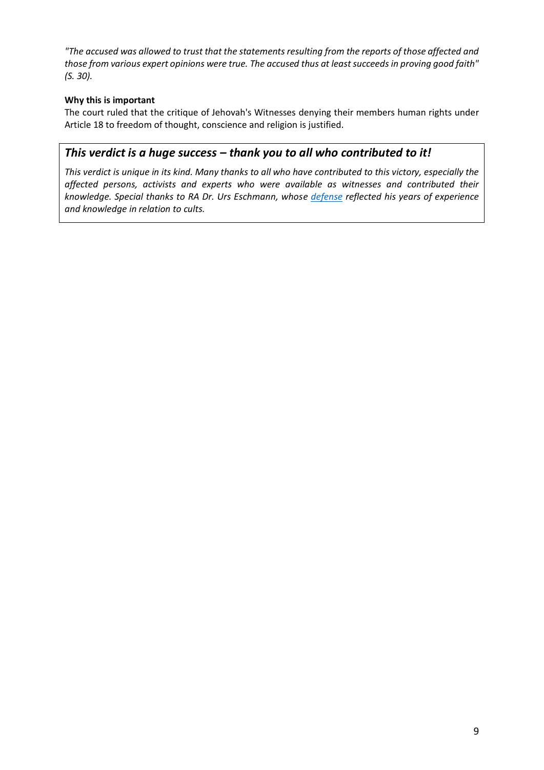*"The accused was allowed to trust that the statements resulting from the reports of those affected and those from various expert opinions were true. The accused thus at least succeeds in proving good faith" (S. 30).*

**Why this is important**

The court ruled that the critique of Jehovah's Witnesses denying their members human rights under Article 18 to freedom of thought, conscience and religion is justified.

## *This verdict is a huge success – thank you to all who contributed to it!*

*This verdict is unique in its kind. Many thanks to all who have contributed to this victory, especially the affected persons, activists and experts who were available as witnesses and contributed their knowledge. Special thanks to RA Dr. Urs Eschmann, whose defense reflected his years of experience and knowledge in relation to cults.*